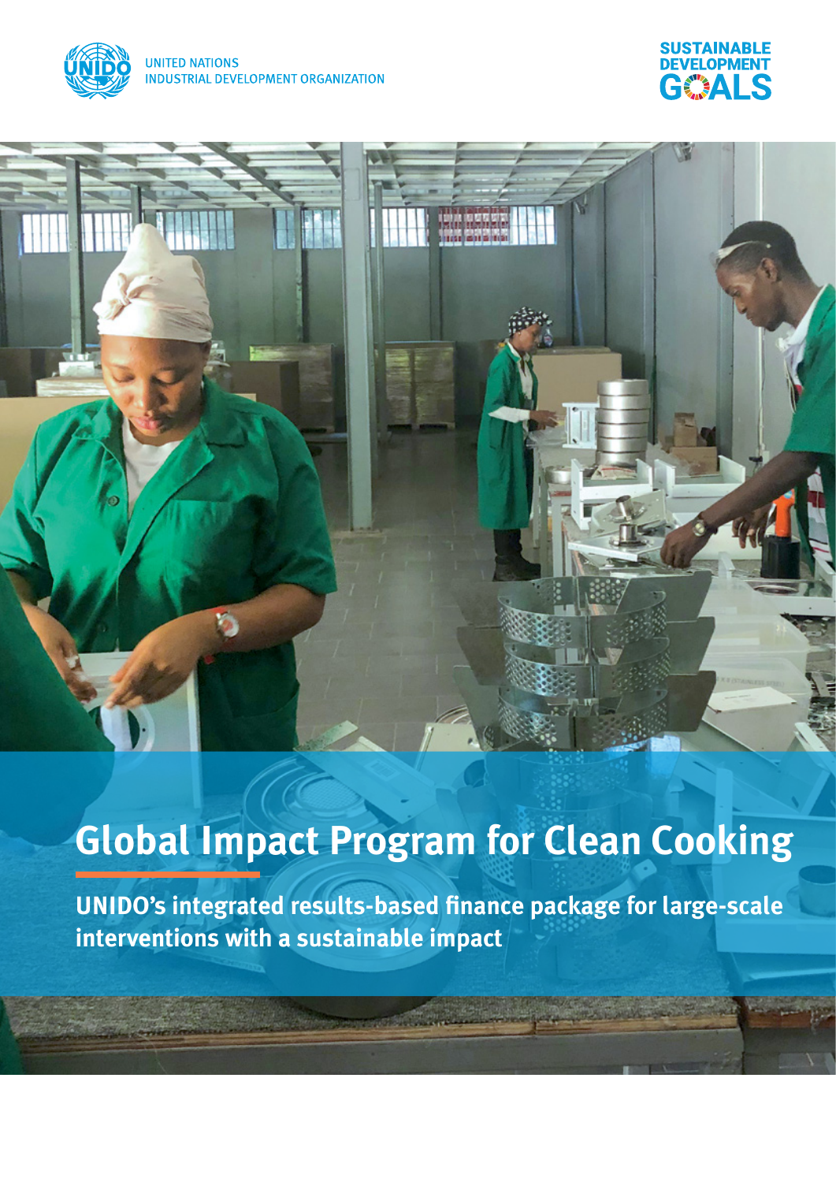UNITED NATIONS
INDUSTRIAL DEVELOPMENT ORGANIZATION

SUSTAINABLE DEVELOPMENT GOALS

# Global Impact Program for Clean Cooking

**UNIDO's integrated results-based finance package for large-scale interventions with a sustainable impact**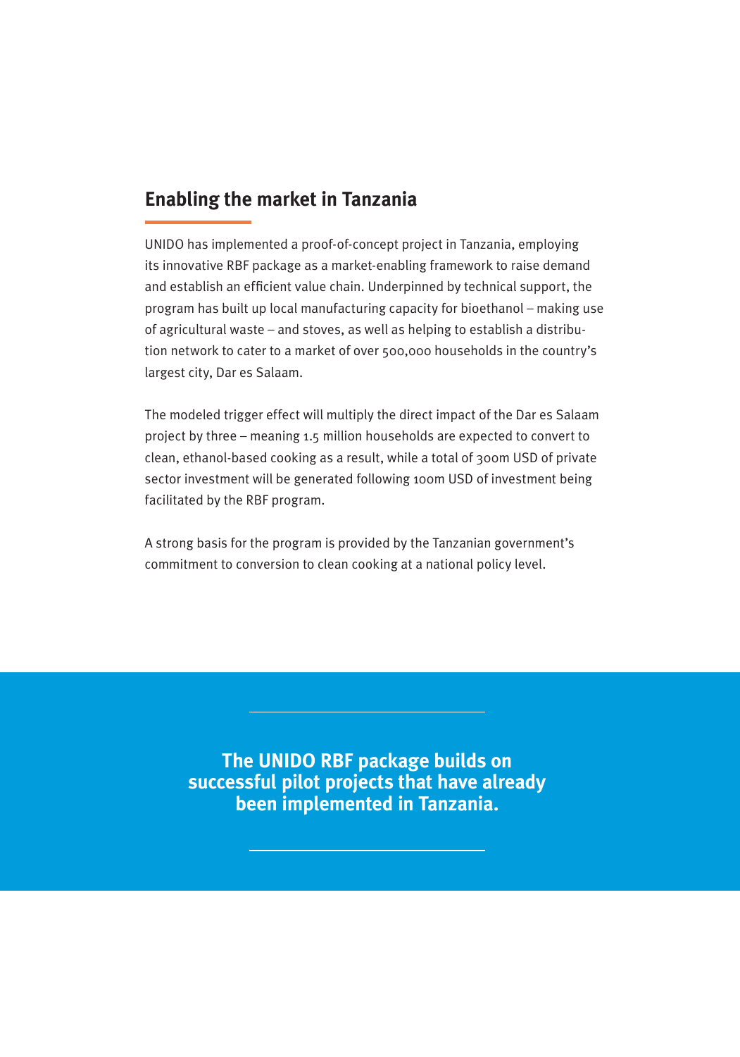## Enabling the market in Tanzania

UNIDO has implemented a proof-of-concept project in Tanzania, employing its innovative RBF package as a market-enabling framework to raise demand and establish an efficient value chain. Underpinned by technical support, the program has built up local manufacturing capacity for bioethanol – making use of agricultural waste – and stoves, as well as helping to establish a distribution network to cater to a market of over 500,000 households in the country's largest city, Dar es Salaam.

The modeled trigger effect will multiply the direct impact of the Dar es Salaam project by three – meaning 1.5 million households are expected to convert to clean, ethanol-based cooking as a result, while a total of 300m USD of private sector investment will be generated following 100m USD of investment being facilitated by the RBF program.

A strong basis for the program is provided by the Tanzanian government's commitment to conversion to clean cooking at a national policy level.

**The UNIDO RBF package builds on successful pilot projects that have already been implemented in Tanzania.**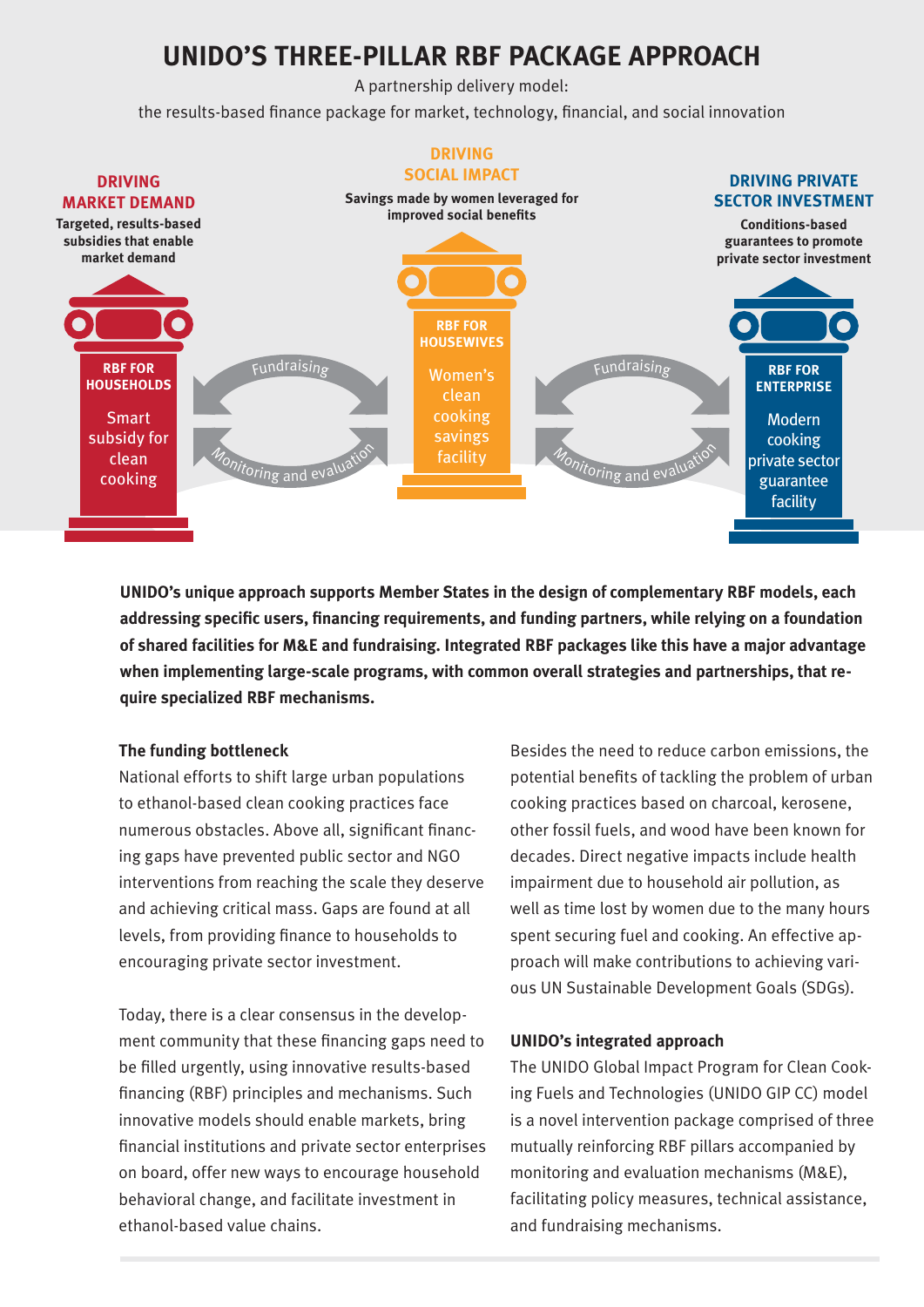# UNIDO'S THREE-PILLAR RBF PACKAGE APPROACH

A partnership delivery model:
the results-based finance package for market, technology, financial, and social innovation

**DRIVING MARKET DEMAND**

**Targeted, results-based subsidies that enable market demand**

**RBF FOR HOUSEHOLDS**

Smart subsidy for clean cooking

**DRIVING SOCIAL IMPACT**

**Savings made by women leveraged for improved social benefits**

**RBF FOR HOUSEWIVES**

Women's clean cooking savings facility

**DRIVING PRIVATE SECTOR INVESTMENT**

**Conditions-based guarantees to promote private sector investment**

**RBF FOR ENTERPRISE**

Modern cooking private sector guarantee facility

Fundraising

Monitoring and evaluation

Fundraising

Monitoring and evaluation

**UNIDO's unique approach supports Member States in the design of complementary RBF models, each addressing specific users, financing requirements, and funding partners, while relying on a foundation of shared facilities for M&E and fundraising. Integrated RBF packages like this have a major advantage when implementing large-scale programs, with common overall strategies and partnerships, that require specialized RBF mechanisms.**

### The funding bottleneck

National efforts to shift large urban populations to ethanol-based clean cooking practices face numerous obstacles. Above all, significant financing gaps have prevented public sector and NGO interventions from reaching the scale they deserve and achieving critical mass. Gaps are found at all levels, from providing finance to households to encouraging private sector investment.

Today, there is a clear consensus in the development community that these financing gaps need to be filled urgently, using innovative results-based financing (RBF) principles and mechanisms. Such innovative models should enable markets, bring financial institutions and private sector enterprises on board, offer new ways to encourage household behavioral change, and facilitate investment in ethanol-based value chains.

Besides the need to reduce carbon emissions, the potential benefits of tackling the problem of urban cooking practices based on charcoal, kerosene, other fossil fuels, and wood have been known for decades. Direct negative impacts include health impairment due to household air pollution, as well as time lost by women due to the many hours spent securing fuel and cooking. An effective approach will make contributions to achieving various UN Sustainable Development Goals (SDGs).

### UNIDO's integrated approach

The UNIDO Global Impact Program for Clean Cooking Fuels and Technologies (UNIDO GIP CC) model is a novel intervention package comprised of three mutually reinforcing RBF pillars accompanied by monitoring and evaluation mechanisms (M&E), facilitating policy measures, technical assistance, and fundraising mechanisms.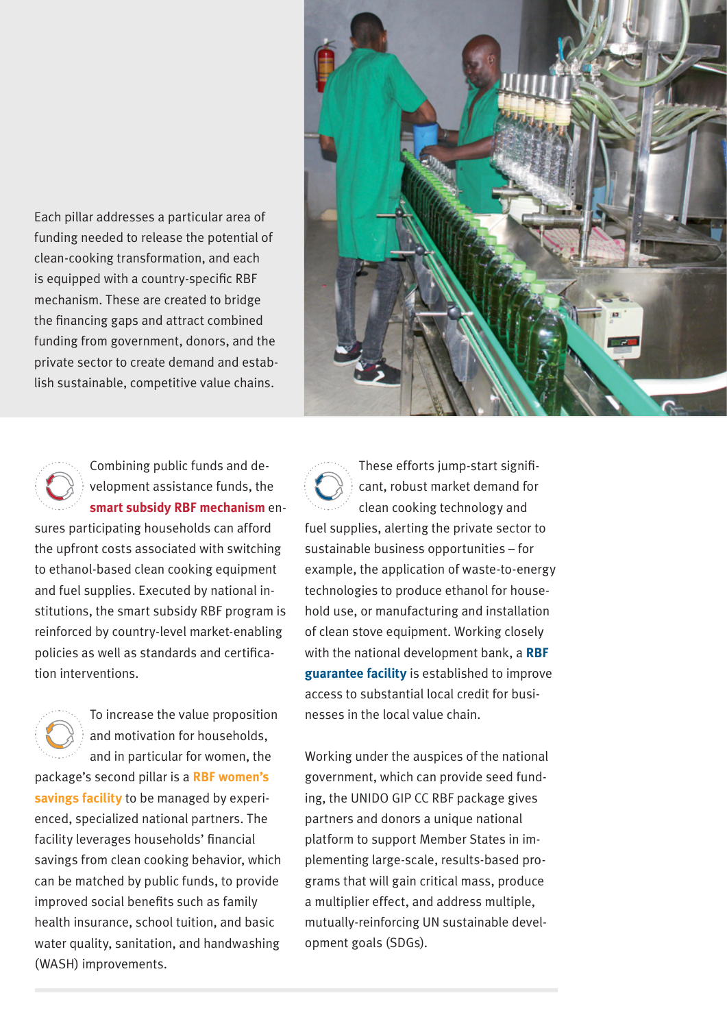Each pillar addresses a particular area of funding needed to release the potential of clean-cooking transformation, and each is equipped with a country-specific RBF mechanism. These are created to bridge the financing gaps and attract combined funding from government, donors, and the private sector to create demand and establish sustainable, competitive value chains.

Combining public funds and development assistance funds, the **smart subsidy RBF mechanism** ensures participating households can afford the upfront costs associated with switching to ethanol-based clean cooking equipment and fuel supplies. Executed by national institutions, the smart subsidy RBF program is reinforced by country-level market-enabling policies as well as standards and certification interventions.

To increase the value proposition and motivation for households, and in particular for women, the package's second pillar is a **RBF women's savings facility** to be managed by experienced, specialized national partners. The facility leverages households' financial savings from clean cooking behavior, which can be matched by public funds, to provide improved social benefits such as family health insurance, school tuition, and basic water quality, sanitation, and handwashing (WASH) improvements.

These efforts jump-start significant, robust market demand for clean cooking technology and fuel supplies, alerting the private sector to sustainable business opportunities – for example, the application of waste-to-energy technologies to produce ethanol for household use, or manufacturing and installation of clean stove equipment. Working closely with the national development bank, a **RBF guarantee facility** is established to improve access to substantial local credit for businesses in the local value chain.

Working under the auspices of the national government, which can provide seed funding, the UNIDO GIP CC RBF package gives partners and donors a unique national platform to support Member States in implementing large-scale, results-based programs that will gain critical mass, produce a multiplier effect, and address multiple, mutually-reinforcing UN sustainable development goals (SDGs).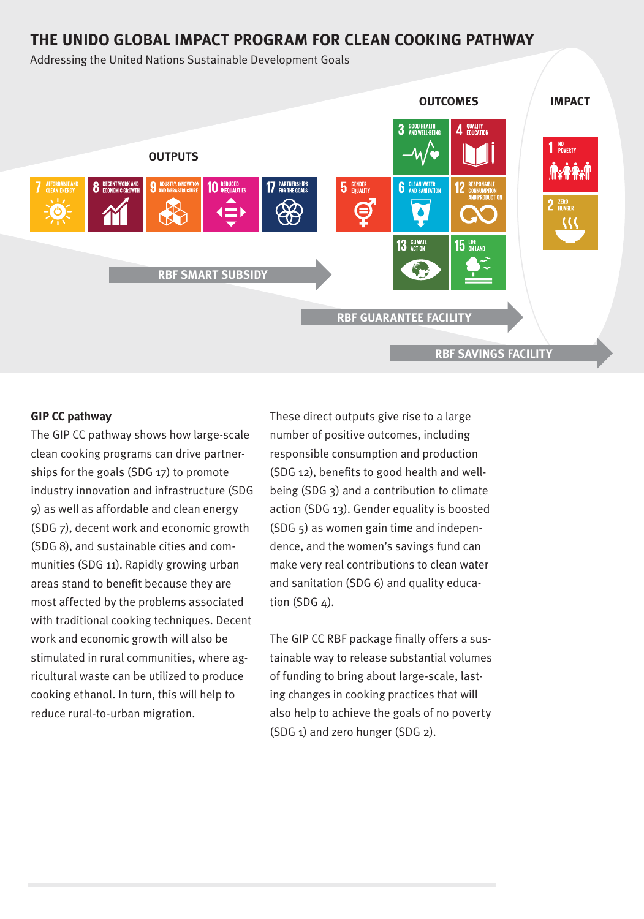# THE UNIDO GLOBAL IMPACT PROGRAM FOR CLEAN COOKING PATHWAY

Addressing the United Nations Sustainable Development Goals

OUTPUTS

7 AFFORDABLE AND CLEAN ENERGY
8 DECENT WORK AND ECONOMIC GROWTH
9 INDUSTRY, INNOVATION AND INFRASTRUCTURE
10 REDUCED INEQUALITIES
17 PARTNERSHIPS FOR THE GOALS

OUTCOMES

5 GENDER EQUALITY
3 GOOD HEALTH AND WELL-BEING
4 QUALITY EDUCATION
6 CLEAN WATER AND SANITATION
12 RESPONSIBLE CONSUMPTION AND PRODUCTION
13 CLIMATE ACTION
15 LIFE ON LAND

IMPACT

1 NO POVERTY
2 ZERO HUNGER

RBF SMART SUBSIDY

RBF GUARANTEE FACILITY

RBF SAVINGS FACILITY

**GIP CC pathway**

The GIP CC pathway shows how large-scale clean cooking programs can drive partnerships for the goals (SDG 17) to promote industry innovation and infrastructure (SDG 9) as well as affordable and clean energy (SDG 7), decent work and economic growth (SDG 8), and sustainable cities and communities (SDG 11). Rapidly growing urban areas stand to benefit because they are most affected by the problems associated with traditional cooking techniques. Decent work and economic growth will also be stimulated in rural communities, where agricultural waste can be utilized to produce cooking ethanol. In turn, this will help to reduce rural-to-urban migration.

These direct outputs give rise to a large number of positive outcomes, including responsible consumption and production (SDG 12), benefits to good health and well-being (SDG 3) and a contribution to climate action (SDG 13). Gender equality is boosted (SDG 5) as women gain time and independence, and the women's savings fund can make very real contributions to clean water and sanitation (SDG 6) and quality education (SDG 4).

The GIP CC RBF package finally offers a sustainable way to release substantial volumes of funding to bring about large-scale, lasting changes in cooking practices that will also help to achieve the goals of no poverty (SDG 1) and zero hunger (SDG 2).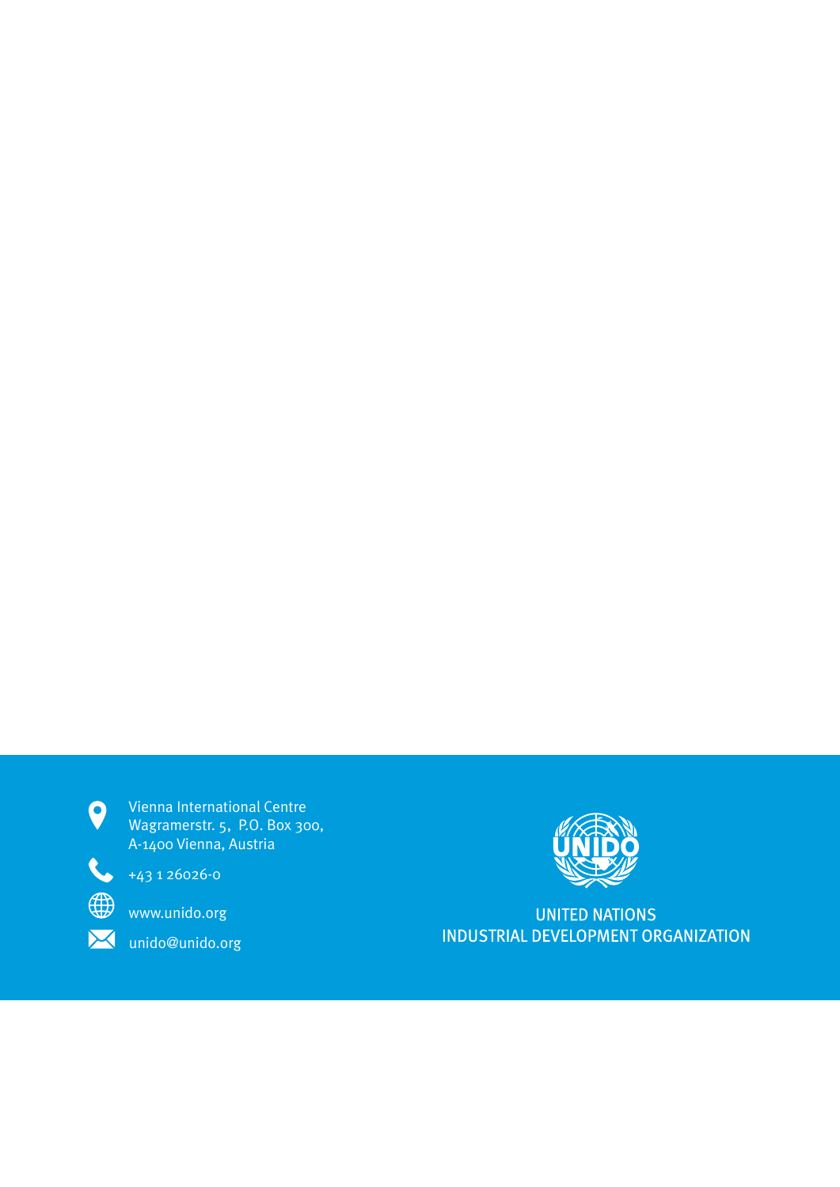Vienna International Centre
Wagramerstr. 5, P.O. Box 300,
A-1400 Vienna, Austria

+43 1 26026-0

www.unido.org

unido@unido.org

UNITED NATIONS
INDUSTRIAL DEVELOPMENT ORGANIZATION